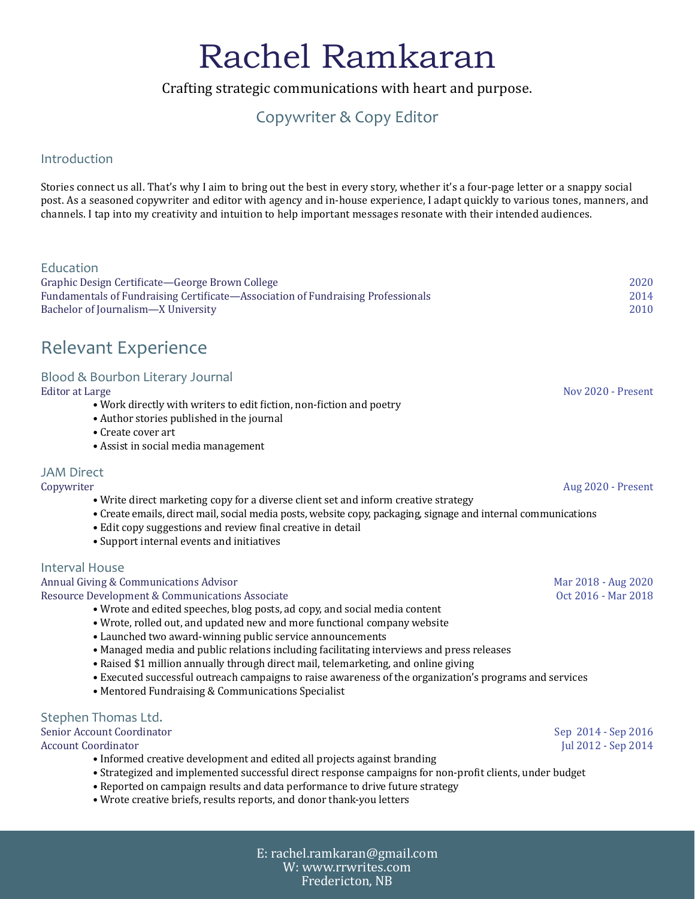# Rachel Ramkaran

Crafting strategic communications with heart and purpose.

Copywriter & Copy Editor

## Introduction

Stories connect us all. That's why I aim to bring out the best in every story, whether it's a four-page letter or a snappy social post. As a seasoned copywriter and editor with agency and in-house experience, I adapt quickly to various tones, manners, and channels. I tap into my creativity and intuition to help important messages resonate with their intended audiences.

## Education

Graphic Design Certificate—George Brown College — 2020
Fundamentals of Fundraising Certificate—Association of Fundraising Professionals — 2014
Bachelor of Journalism—X University — 2010

## Relevant Experience

### Blood & Bourbon Literary Journal

Editor at Large — Nov 2020 - Present

- Work directly with writers to edit fiction, non-fiction and poetry
- Author stories published in the journal
- Create cover art
- Assist in social media management

### JAM Direct

Copywriter — Aug 2020 - Present

- Write direct marketing copy for a diverse client set and inform creative strategy
- Create emails, direct mail, social media posts, website copy, packaging, signage and internal communications
- Edit copy suggestions and review final creative in detail
- Support internal events and initiatives

### Interval House

Annual Giving & Communications Advisor — Mar 2018 - Aug 2020
Resource Development & Communications Associate — Oct 2016 - Mar 2018

- Wrote and edited speeches, blog posts, ad copy, and social media content
- Wrote, rolled out, and updated new and more functional company website
- Launched two award-winning public service announcements
- Managed media and public relations including facilitating interviews and press releases
- Raised $1 million annually through direct mail, telemarketing, and online giving
- Executed successful outreach campaigns to raise awareness of the organization's programs and services
- Mentored Fundraising & Communications Specialist

### Stephen Thomas Ltd.

Senior Account Coordinator — Sep 2014 - Sep 2016
Account Coordinator — Jul 2012 - Sep 2014

- Informed creative development and edited all projects against branding
- Strategized and implemented successful direct response campaigns for non-profit clients, under budget
- Reported on campaign results and data performance to drive future strategy
- Wrote creative briefs, results reports, and donor thank-you letters

E: rachel.ramkaran@gmail.com
W: www.rrwrites.com
Fredericton, NB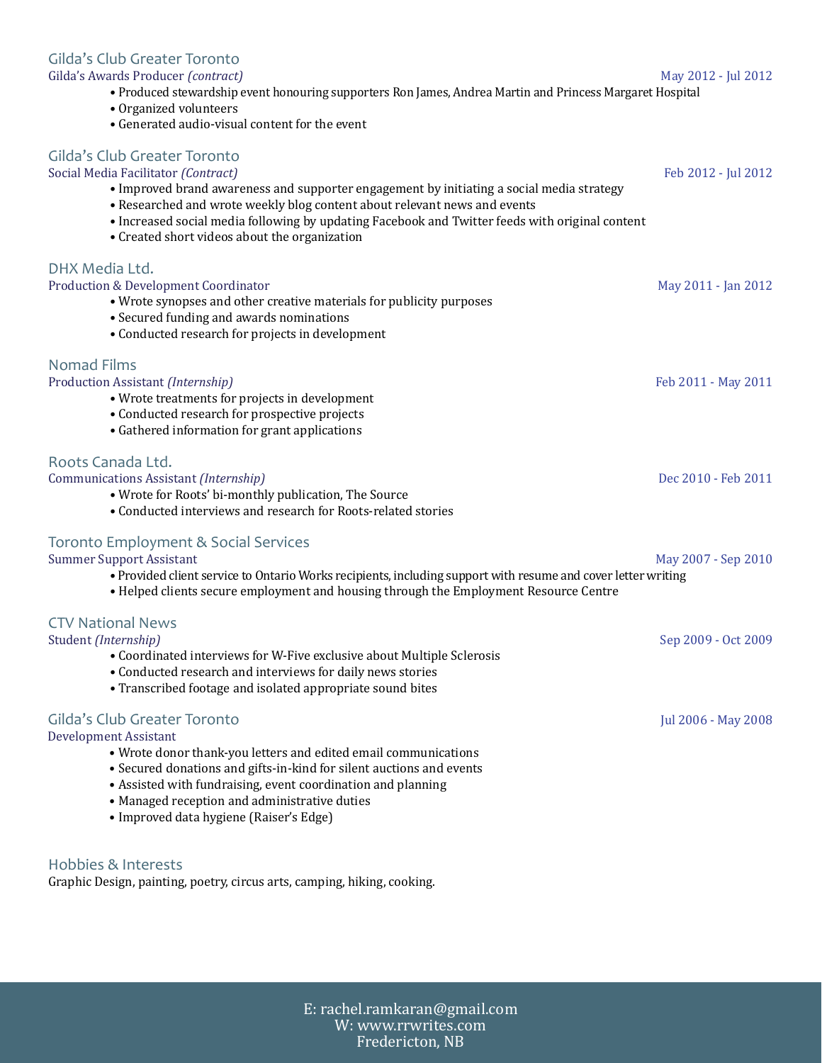### Gilda's Club Greater Toronto

Gilda's Awards Producer *(contract)* — May 2012 - Jul 2012

- Produced stewardship event honouring supporters Ron James, Andrea Martin and Princess Margaret Hospital
- Organized volunteers
- Generated audio-visual content for the event

### Gilda's Club Greater Toronto

Social Media Facilitator *(Contract)* — Feb 2012 - Jul 2012

- Improved brand awareness and supporter engagement by initiating a social media strategy
- Researched and wrote weekly blog content about relevant news and events
- Increased social media following by updating Facebook and Twitter feeds with original content
- Created short videos about the organization

### DHX Media Ltd.

Production & Development Coordinator — May 2011 - Jan 2012

- Wrote synopses and other creative materials for publicity purposes
- Secured funding and awards nominations
- Conducted research for projects in development

### Nomad Films

Production Assistant *(Internship)* — Feb 2011 - May 2011

- Wrote treatments for projects in development
- Conducted research for prospective projects
- Gathered information for grant applications

### Roots Canada Ltd.

Communications Assistant *(Internship)* — Dec 2010 - Feb 2011

- Wrote for Roots' bi-monthly publication, The Source
- Conducted interviews and research for Roots-related stories

### Toronto Employment & Social Services

Summer Support Assistant — May 2007 - Sep 2010

- Provided client service to Ontario Works recipients, including support with resume and cover letter writing
- Helped clients secure employment and housing through the Employment Resource Centre

### CTV National News

Student *(Internship)* — Sep 2009 - Oct 2009

- Coordinated interviews for W-Five exclusive about Multiple Sclerosis
- Conducted research and interviews for daily news stories
- Transcribed footage and isolated appropriate sound bites

### Gilda's Club Greater Toronto

Development Assistant — Jul 2006 - May 2008

- Wrote donor thank-you letters and edited email communications
- Secured donations and gifts-in-kind for silent auctions and events
- Assisted with fundraising, event coordination and planning
- Managed reception and administrative duties
- Improved data hygiene (Raiser's Edge)

### Hobbies & Interests

Graphic Design, painting, poetry, circus arts, camping, hiking, cooking.

E: rachel.ramkaran@gmail.com
W: www.rrwrites.com
Fredericton, NB